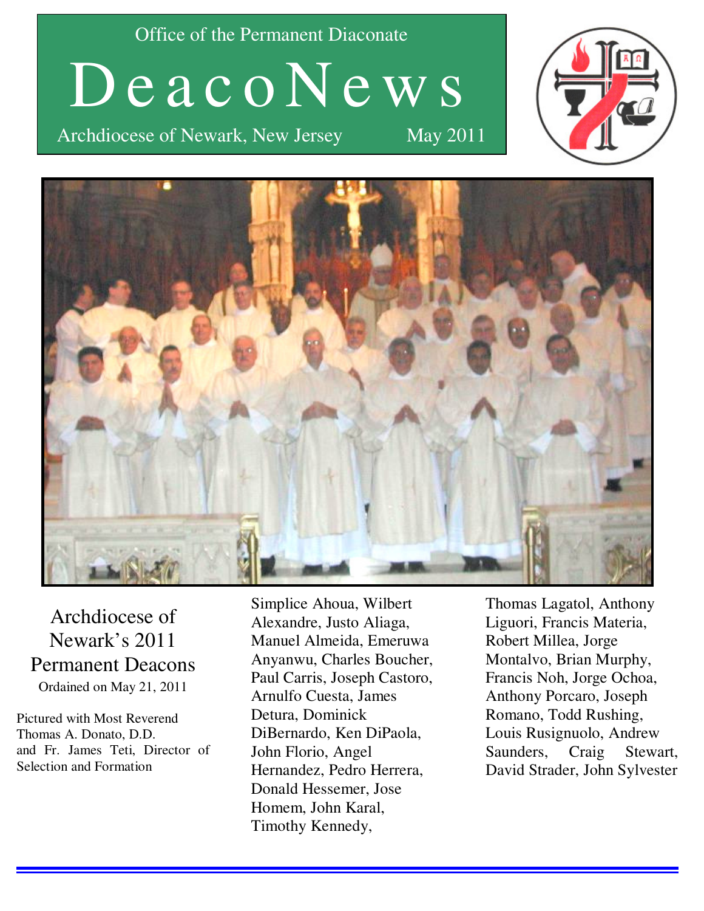Office of the Permanent Diaconate

# DeacoNews

Archdiocese of Newark, New Jersey May 2011

## Archdiocese of Newark's 2011 Permanent Deacons

Ordained on May 21, 2011

Pictured with Most Reverend Thomas A. Donato, D.D. and Fr. James Teti, Director of Selection and Formation

Simplice Ahoua, Wilbert Alexandre, Justo Aliaga, Manuel Almeida, Emeruwa Anyanwu, Charles Boucher, Paul Carris, Joseph Castoro, Arnulfo Cuesta, James Detura, Dominick DiBernardo, Ken DiPaola, John Florio, Angel Hernandez, Pedro Herrera, Donald Hessemer, Jose Homem, John Karal, Timothy Kennedy, Thomas Lagatol, Anthony Liguori, Francis Materia, Robert Millea, Jorge Montalvo, Brian Murphy, Francis Noh, Jorge Ochoa, Anthony Porcaro, Joseph Romano, Todd Rushing, Louis Rusignuolo, Andrew Saunders, Craig Stewart, David Strader, John Sylvester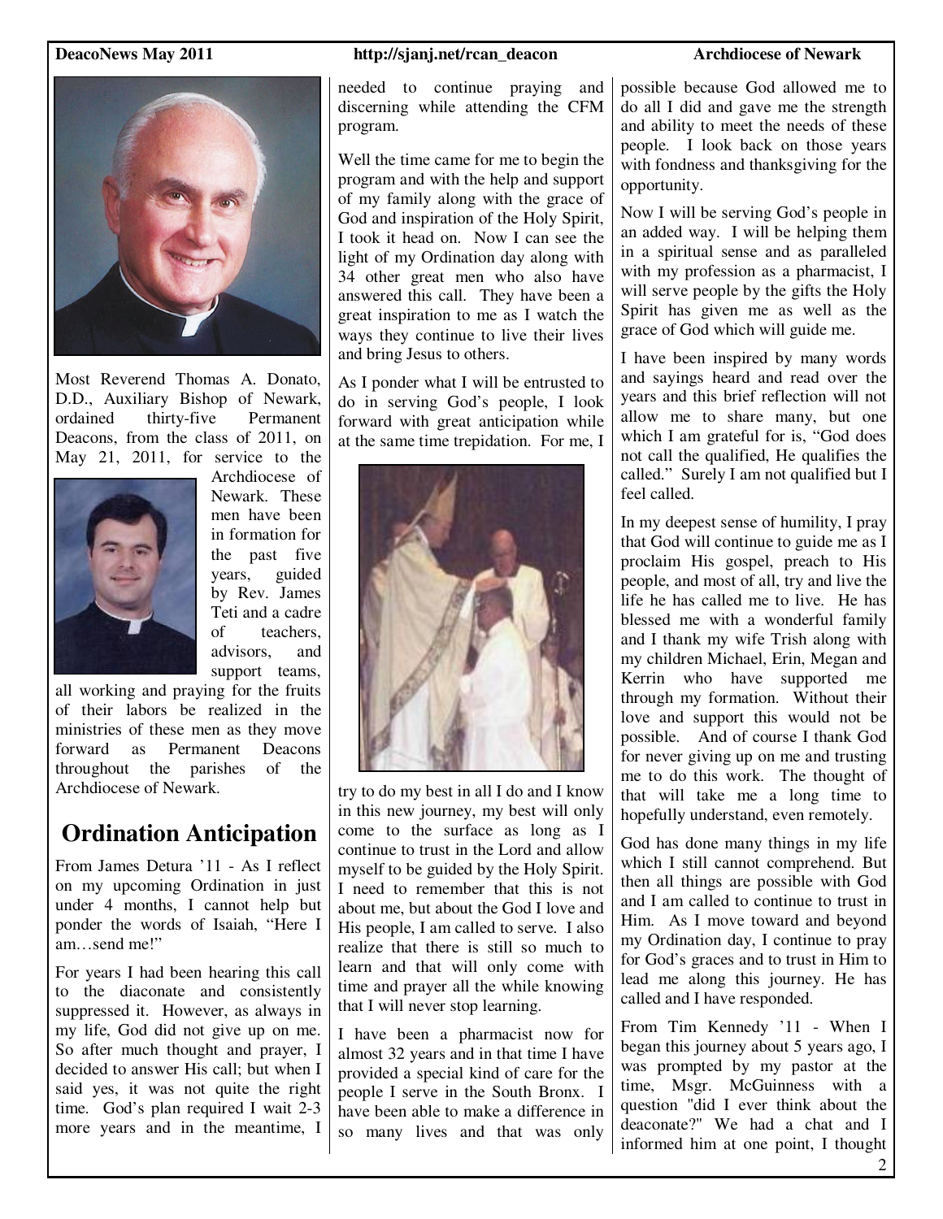Most Reverend Thomas A. Donato, D.D., Auxiliary Bishop of Newark, ordained thirty-five Permanent Deacons, from the class of 2011, on May 21, 2011, for service to the Archdiocese of Newark. These men have been in formation for the past five years, guided by Rev. James Teti and a cadre of teachers, advisors, and support teams, all working and praying for the fruits of their labors be realized in the ministries of these men as they move forward as Permanent Deacons throughout the parishes of the Archdiocese of Newark.

## Ordination Anticipation

From James Detura '11 - As I reflect on my upcoming Ordination in just under 4 months, I cannot help but ponder the words of Isaiah, "Here I am…send me!"

For years I had been hearing this call to the diaconate and consistently suppressed it. However, as always in my life, God did not give up on me. So after much thought and prayer, I decided to answer His call; but when I said yes, it was not quite the right time. God's plan required I wait 2-3 more years and in the meantime, I needed to continue praying and discerning while attending the CFM program.

Well the time came for me to begin the program and with the help and support of my family along with the grace of God and inspiration of the Holy Spirit, I took it head on. Now I can see the light of my Ordination day along with 34 other great men who also have answered this call. They have been a great inspiration to me as I watch the ways they continue to live their lives and bring Jesus to others.

As I ponder what I will be entrusted to do in serving God's people, I look forward with great anticipation while at the same time trepidation. For me, I try to do my best in all I do and I know in this new journey, my best will only come to the surface as long as I continue to trust in the Lord and allow myself to be guided by the Holy Spirit. I need to remember that this is not about me, but about the God I love and His people, I am called to serve. I also realize that there is still so much to learn and that will only come with time and prayer all the while knowing that I will never stop learning.

I have been a pharmacist now for almost 32 years and in that time I have provided a special kind of care for the people I serve in the South Bronx. I have been able to make a difference in so many lives and that was only possible because God allowed me to do all I did and gave me the strength and ability to meet the needs of these people. I look back on those years with fondness and thanksgiving for the opportunity.

Now I will be serving God's people in an added way. I will be helping them in a spiritual sense and as paralleled with my profession as a pharmacist, I will serve people by the gifts the Holy Spirit has given me as well as the grace of God which will guide me.

I have been inspired by many words and sayings heard and read over the years and this brief reflection will not allow me to share many, but one which I am grateful for is, "God does not call the qualified, He qualifies the called." Surely I am not qualified but I feel called.

In my deepest sense of humility, I pray that God will continue to guide me as I proclaim His gospel, preach to His people, and most of all, try and live the life he has called me to live. He has blessed me with a wonderful family and I thank my wife Trish along with my children Michael, Erin, Megan and Kerrin who have supported me through my formation. Without their love and support this would not be possible. And of course I thank God for never giving up on me and trusting me to do this work. The thought of that will take me a long time to hopefully understand, even remotely.

God has done many things in my life which I still cannot comprehend. But then all things are possible with God and I am called to continue to trust in Him. As I move toward and beyond my Ordination day, I continue to pray for God's graces and to trust in Him to lead me along this journey. He has called and I have responded.

From Tim Kennedy '11 - When I began this journey about 5 years ago, I was prompted by my pastor at the time, Msgr. McGuinness with a question "did I ever think about the deaconate?" We had a chat and I informed him at one point, I thought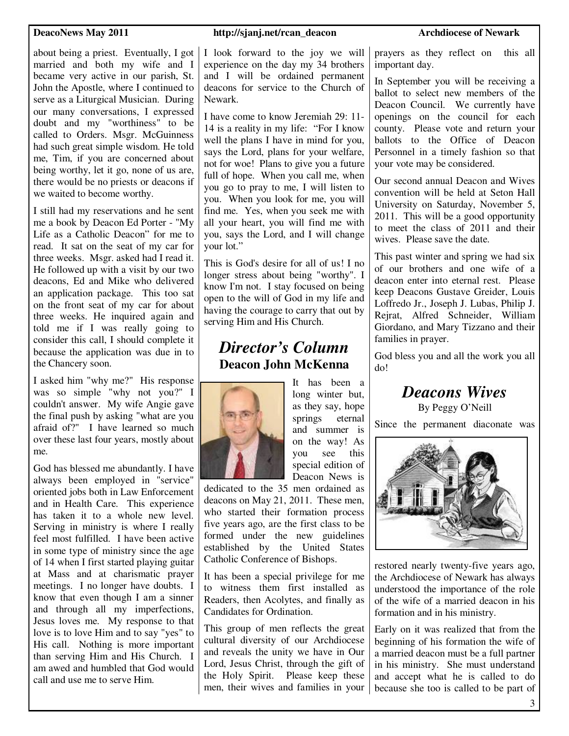about being a priest. Eventually, I got married and both my wife and I became very active in our parish, St. John the Apostle, where I continued to serve as a Liturgical Musician. During our many conversations, I expressed doubt and my "worthiness" to be called to Orders. Msgr. McGuinness had such great simple wisdom. He told me, Tim, if you are concerned about being worthy, let it go, none of us are, there would be no priests or deacons if we waited to become worthy.

I still had my reservations and he sent me a book by Deacon Ed Porter - "My Life as a Catholic Deacon" for me to read. It sat on the seat of my car for three weeks. Msgr. asked had I read it. He followed up with a visit by our two deacons, Ed and Mike who delivered an application package. This too sat on the front seat of my car for about three weeks. He inquired again and told me if I was really going to consider this call, I should complete it because the application was due in to the Chancery soon.

I asked him "why me?" His response was so simple "why not you?" I couldn't answer. My wife Angie gave the final push by asking "what are you afraid of?" I have learned so much over these last four years, mostly about me.

God has blessed me abundantly. I have always been employed in "service" oriented jobs both in Law Enforcement and in Health Care. This experience has taken it to a whole new level. Serving in ministry is where I really feel most fulfilled. I have been active in some type of ministry since the age of 14 when I first started playing guitar at Mass and at charismatic prayer meetings. I no longer have doubts. I know that even though I am a sinner and through all my imperfections, Jesus loves me. My response to that love is to love Him and to say "yes" to His call. Nothing is more important than serving Him and His Church. I am awed and humbled that God would call and use me to serve Him.

I look forward to the joy we will experience on the day my 34 brothers and I will be ordained permanent deacons for service to the Church of Newark.

I have come to know Jeremiah 29: 11-14 is a reality in my life: "For I know well the plans I have in mind for you, says the Lord, plans for your welfare, not for woe! Plans to give you a future full of hope. When you call me, when you go to pray to me, I will listen to you. When you look for me, you will find me. Yes, when you seek me with all your heart, you will find me with you, says the Lord, and I will change your lot."

This is God's desire for all of us! I no longer stress about being "worthy". I know I'm not. I stay focused on being open to the will of God in my life and having the courage to carry that out by serving Him and His Church.

## *Director's Column*

### Deacon John McKenna

It has been a long winter but, as they say, hope springs eternal and summer is on the way! As you see this special edition of Deacon News is dedicated to the 35 men ordained as deacons on May 21, 2011. These men, who started their formation process five years ago, are the first class to be formed under the new guidelines established by the United States Catholic Conference of Bishops.

It has been a special privilege for me to witness them first installed as Readers, then Acolytes, and finally as Candidates for Ordination.

This group of men reflects the great cultural diversity of our Archdiocese and reveals the unity we have in Our Lord, Jesus Christ, through the gift of the Holy Spirit. Please keep these men, their wives and families in your prayers as they reflect on this all important day.

In September you will be receiving a ballot to select new members of the Deacon Council. We currently have openings on the council for each county. Please vote and return your ballots to the Office of Deacon Personnel in a timely fashion so that your vote may be considered.

Our second annual Deacon and Wives convention will be held at Seton Hall University on Saturday, November 5, 2011. This will be a good opportunity to meet the class of 2011 and their wives. Please save the date.

This past winter and spring we had six of our brothers and one wife of a deacon enter into eternal rest. Please keep Deacons Gustave Greider, Louis Loffredo Jr., Joseph J. Lubas, Philip J. Rejrat, Alfred Schneider, William Giordano, and Mary Tizzano and their families in prayer.

God bless you and all the work you all do!

## *Deacons Wives*

By Peggy O'Neill

Since the permanent diaconate was restored nearly twenty-five years ago, the Archdiocese of Newark has always understood the importance of the role of the wife of a married deacon in his formation and in his ministry.

Early on it was realized that from the beginning of his formation the wife of a married deacon must be a full partner in his ministry. She must understand and accept what he is called to do because she too is called to be part of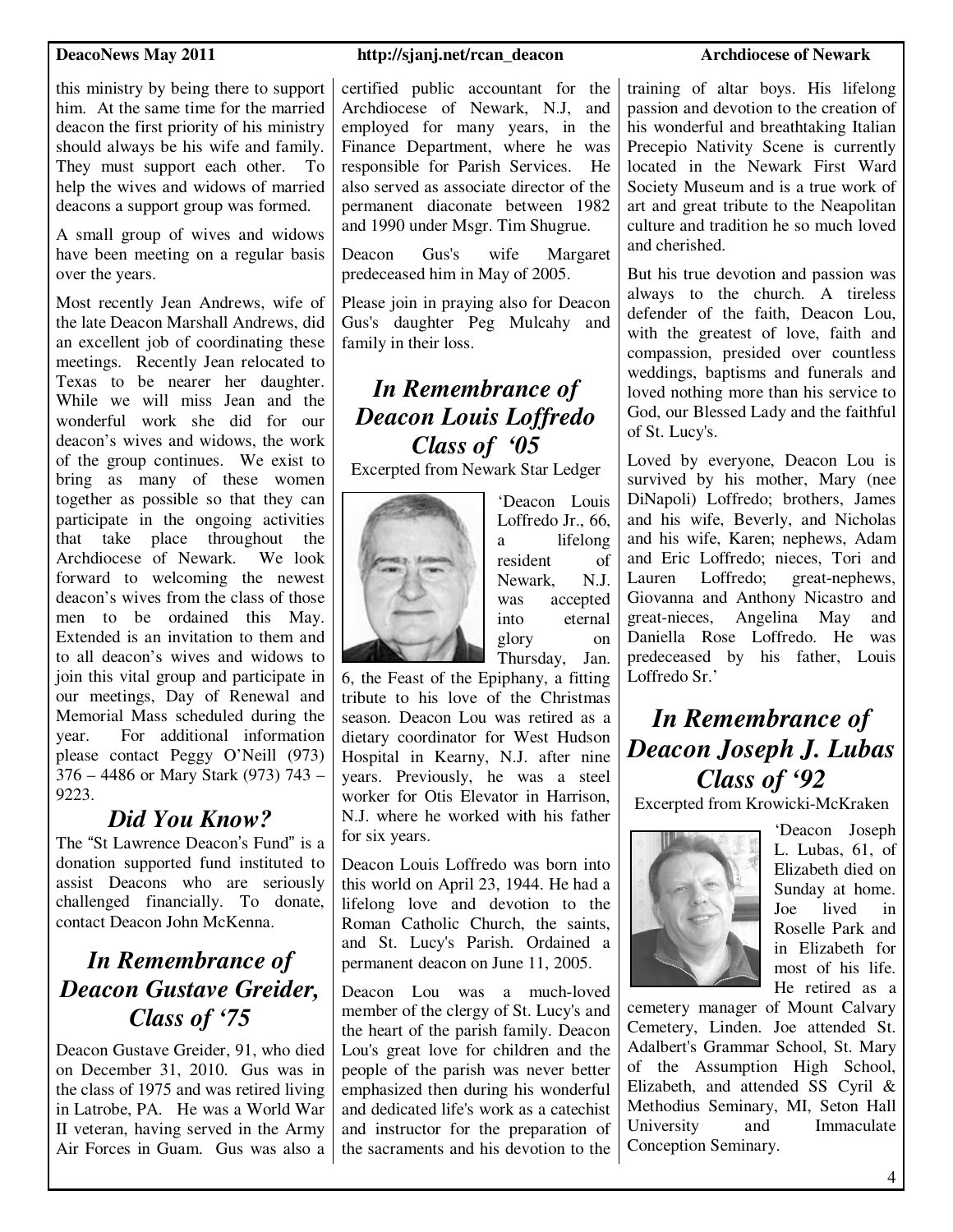this ministry by being there to support him. At the same time for the married deacon the first priority of his ministry should always be his wife and family. They must support each other. To help the wives and widows of married deacons a support group was formed.

A small group of wives and widows have been meeting on a regular basis over the years.

Most recently Jean Andrews, wife of the late Deacon Marshall Andrews, did an excellent job of coordinating these meetings. Recently Jean relocated to Texas to be nearer her daughter. While we will miss Jean and the wonderful work she did for our deacon's wives and widows, the work of the group continues. We exist to bring as many of these women together as possible so that they can participate in the ongoing activities that take place throughout the Archdiocese of Newark. We look forward to welcoming the newest deacon's wives from the class of those men to be ordained this May. Extended is an invitation to them and to all deacon's wives and widows to join this vital group and participate in our meetings, Day of Renewal and Memorial Mass scheduled during the year. For additional information please contact Peggy O'Neill (973) 376 – 4486 or Mary Stark (973) 743 – 9223.

## *Did You Know?*

The "St Lawrence Deacon's Fund" is a donation supported fund instituted to assist Deacons who are seriously challenged financially. To donate, contact Deacon John McKenna.

## *In Remembrance of Deacon Gustave Greider, Class of '75*

Deacon Gustave Greider, 91, who died on December 31, 2010. Gus was in the class of 1975 and was retired living in Latrobe, PA. He was a World War II veteran, having served in the Army Air Forces in Guam. Gus was also a certified public accountant for the Archdiocese of Newark, N.J, and employed for many years, in the Finance Department, where he was responsible for Parish Services. He also served as associate director of the permanent diaconate between 1982 and 1990 under Msgr. Tim Shugrue.

Deacon Gus's wife Margaret predeceased him in May of 2005.

Please join in praying also for Deacon Gus's daughter Peg Mulcahy and family in their loss.

## *In Remembrance of Deacon Louis Loffredo Class of '05*

Excerpted from Newark Star Ledger

'Deacon Louis Loffredo Jr., 66, a lifelong resident of Newark, N.J. was accepted into eternal glory on Thursday, Jan. 6, the Feast of the Epiphany, a fitting tribute to his love of the Christmas season. Deacon Lou was retired as a dietary coordinator for West Hudson Hospital in Kearny, N.J. after nine years. Previously, he was a steel worker for Otis Elevator in Harrison, N.J. where he worked with his father for six years.

Deacon Louis Loffredo was born into this world on April 23, 1944. He had a lifelong love and devotion to the Roman Catholic Church, the saints, and St. Lucy's Parish. Ordained a permanent deacon on June 11, 2005.

Deacon Lou was a much-loved member of the clergy of St. Lucy's and the heart of the parish family. Deacon Lou's great love for children and the people of the parish was never better emphasized then during his wonderful and dedicated life's work as a catechist and instructor for the preparation of the sacraments and his devotion to the training of altar boys. His lifelong passion and devotion to the creation of his wonderful and breathtaking Italian Precepio Nativity Scene is currently located in the Newark First Ward Society Museum and is a true work of art and great tribute to the Neapolitan culture and tradition he so much loved and cherished.

But his true devotion and passion was always to the church. A tireless defender of the faith, Deacon Lou, with the greatest of love, faith and compassion, presided over countless weddings, baptisms and funerals and loved nothing more than his service to God, our Blessed Lady and the faithful of St. Lucy's.

Loved by everyone, Deacon Lou is survived by his mother, Mary (nee DiNapoli) Loffredo; brothers, James and his wife, Beverly, and Nicholas and his wife, Karen; nephews, Adam and Eric Loffredo; nieces, Tori and Lauren Loffredo; great-nephews, Giovanna and Anthony Nicastro and great-nieces, Angelina May and Daniella Rose Loffredo. He was predeceased by his father, Louis Loffredo Sr.'

## *In Remembrance of Deacon Joseph J. Lubas Class of '92*

Excerpted from Krowicki-McKraken

'Deacon Joseph L. Lubas, 61, of Elizabeth died on Sunday at home. Joe lived in Roselle Park and in Elizabeth for most of his life. He retired as a cemetery manager of Mount Calvary Cemetery, Linden. Joe attended St. Adalbert's Grammar School, St. Mary of the Assumption High School, Elizabeth, and attended SS Cyril & Methodius Seminary, MI, Seton Hall University and Immaculate Conception Seminary.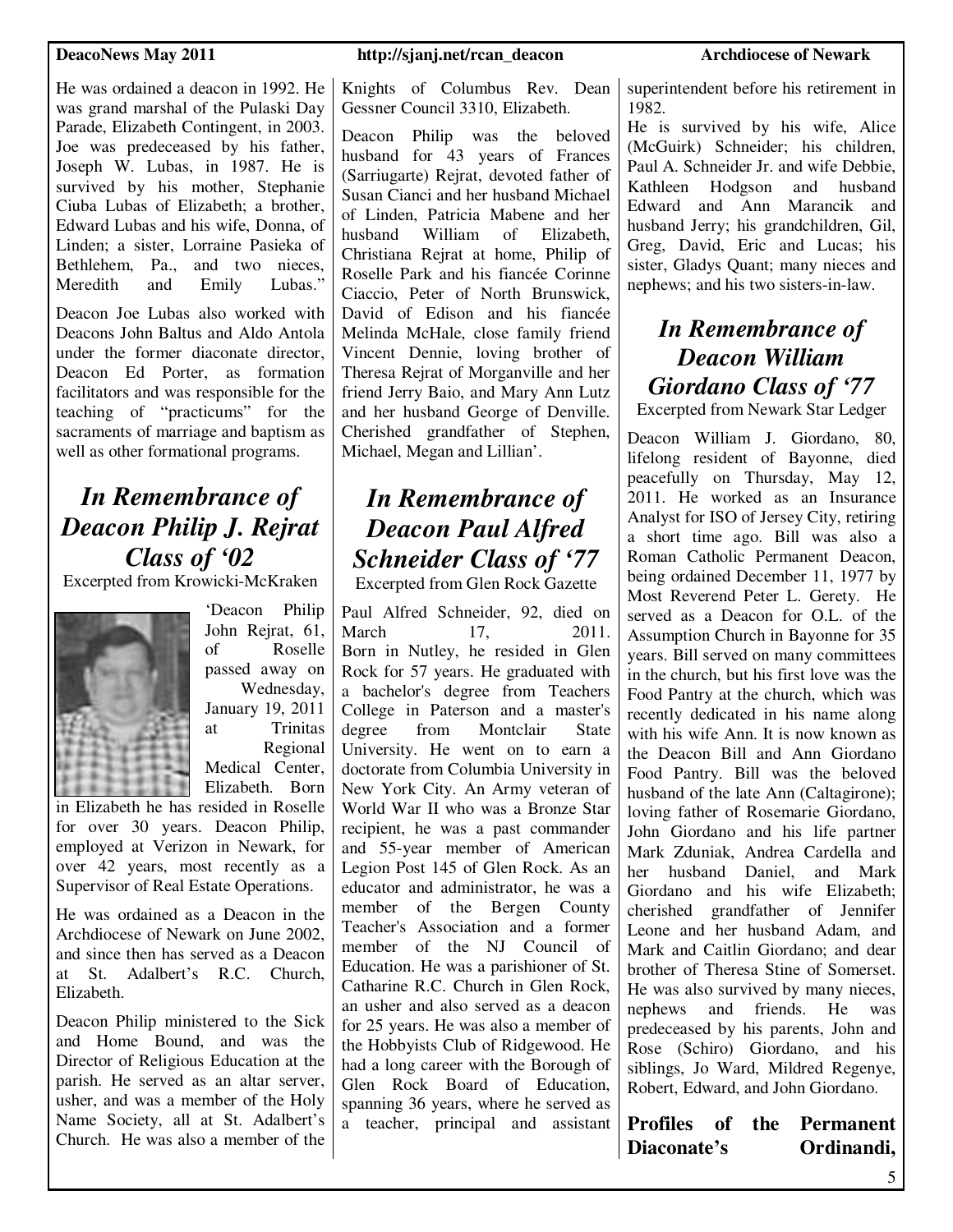He was ordained a deacon in 1992. He was grand marshal of the Pulaski Day Parade, Elizabeth Contingent, in 2003. Joe was predeceased by his father, Joseph W. Lubas, in 1987. He is survived by his mother, Stephanie Ciuba Lubas of Elizabeth; a brother, Edward Lubas and his wife, Donna, of Linden; a sister, Lorraine Pasieka of Bethlehem, Pa., and two nieces, Meredith and Emily Lubas."

Deacon Joe Lubas also worked with Deacons John Baltus and Aldo Antola under the former diaconate director, Deacon Ed Porter, as formation facilitators and was responsible for the teaching of "practicums" for the sacraments of marriage and baptism as well as other formational programs.

## *In Remembrance of Deacon Philip J. Rejrat Class of '02*

Excerpted from Krowicki-McKraken

'Deacon Philip John Rejrat, 61, of Roselle passed away on Wednesday, January 19, 2011 at Trinitas Regional Medical Center, Elizabeth. Born in Elizabeth he has resided in Roselle for over 30 years. Deacon Philip, employed at Verizon in Newark, for over 42 years, most recently as a Supervisor of Real Estate Operations.

He was ordained as a Deacon in the Archdiocese of Newark on June 2002, and since then has served as a Deacon at St. Adalbert's R.C. Church, Elizabeth.

Deacon Philip ministered to the Sick and Home Bound, and was the Director of Religious Education at the parish. He served as an altar server, usher, and was a member of the Holy Name Society, all at St. Adalbert's Church. He was also a member of the Knights of Columbus Rev. Dean Gessner Council 3310, Elizabeth.

Deacon Philip was the beloved husband for 43 years of Frances (Sarriugarte) Rejrat, devoted father of Susan Cianci and her husband Michael of Linden, Patricia Mabene and her husband William of Elizabeth, Christiana Rejrat at home, Philip of Roselle Park and his fiancée Corinne Ciaccio, Peter of North Brunswick, David of Edison and his fiancée Melinda McHale, close family friend Vincent Dennie, loving brother of Theresa Rejrat of Morganville and her friend Jerry Baio, and Mary Ann Lutz and her husband George of Denville. Cherished grandfather of Stephen, Michael, Megan and Lillian'.

## *In Remembrance of Deacon Paul Alfred Schneider Class of '77*

Excerpted from Glen Rock Gazette

Paul Alfred Schneider, 92, died on March 17, 2011. Born in Nutley, he resided in Glen Rock for 57 years. He graduated with a bachelor's degree from Teachers College in Paterson and a master's degree from Montclair State University. He went on to earn a doctorate from Columbia University in New York City. An Army veteran of World War II who was a Bronze Star recipient, he was a past commander and 55-year member of American Legion Post 145 of Glen Rock. As an educator and administrator, he was a member of the Bergen County Teacher's Association and a former member of the NJ Council of Education. He was a parishioner of St. Catharine R.C. Church in Glen Rock, an usher and also served as a deacon for 25 years. He was also a member of the Hobbyists Club of Ridgewood. He had a long career with the Borough of Glen Rock Board of Education, spanning 36 years, where he served as a teacher, principal and assistant superintendent before his retirement in 1982.

He is survived by his wife, Alice (McGuirk) Schneider; his children, Paul A. Schneider Jr. and wife Debbie, Kathleen Hodgson and husband Edward and Ann Marancik and husband Jerry; his grandchildren, Gil, Greg, David, Eric and Lucas; his sister, Gladys Quant; many nieces and nephews; and his two sisters-in-law.

## *In Remembrance of Deacon William Giordano Class of '77*

Excerpted from Newark Star Ledger

Deacon William J. Giordano, 80, lifelong resident of Bayonne, died peacefully on Thursday, May 12, 2011. He worked as an Insurance Analyst for ISO of Jersey City, retiring a short time ago. Bill was also a Roman Catholic Permanent Deacon, being ordained December 11, 1977 by Most Reverend Peter L. Gerety. He served as a Deacon for O.L. of the Assumption Church in Bayonne for 35 years. Bill served on many committees in the church, but his first love was the Food Pantry at the church, which was recently dedicated in his name along with his wife Ann. It is now known as the Deacon Bill and Ann Giordano Food Pantry. Bill was the beloved husband of the late Ann (Caltagirone); loving father of Rosemarie Giordano, John Giordano and his life partner Mark Zduniak, Andrea Cardella and her husband Daniel, and Mark Giordano and his wife Elizabeth; cherished grandfather of Jennifer Leone and her husband Adam, and Mark and Caitlin Giordano; and dear brother of Theresa Stine of Somerset. He was also survived by many nieces, nephews and friends. He was predeceased by his parents, John and Rose (Schiro) Giordano, and his siblings, Jo Ward, Mildred Regenye, Robert, Edward, and John Giordano.

**Profiles of the Permanent Diaconate's Ordinandi,**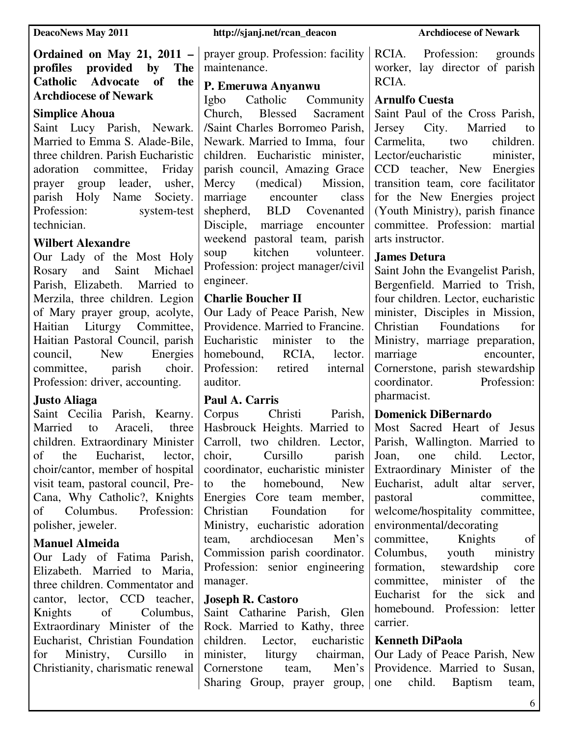**Ordained on May 21, 2011 – profiles provided by The Catholic Advocate of the Archdiocese of Newark**

### Simplice Ahoua

Saint Lucy Parish, Newark. Married to Emma S. Alade-Bile, three children. Parish Eucharistic adoration committee, Friday prayer group leader, usher, parish Holy Name Society. Profession: system-test technician.

### Wilbert Alexandre

Our Lady of the Most Holy Rosary and Saint Michael Parish, Elizabeth. Married to Merzila, three children. Legion of Mary prayer group, acolyte, Haitian Liturgy Committee, Haitian Pastoral Council, parish council, New Energies committee, parish choir. Profession: driver, accounting.

### Justo Aliaga

Saint Cecilia Parish, Kearny. Married to Araceli, three children. Extraordinary Minister of the Eucharist, lector, choir/cantor, member of hospital visit team, pastoral council, Pre-Cana, Why Catholic?, Knights of Columbus. Profession: polisher, jeweler.

### Manuel Almeida

Our Lady of Fatima Parish, Elizabeth. Married to Maria, three children. Commentator and cantor, lector, CCD teacher, Knights of Columbus, Extraordinary Minister of the Eucharist, Christian Foundation for Ministry, Cursillo in Christianity, charismatic renewal prayer group. Profession: facility maintenance.

### P. Emeruwa Anyanwu

Igbo Catholic Community Church, Blessed Sacrament /Saint Charles Borromeo Parish, Newark. Married to Imma, four children. Eucharistic minister, parish council, Amazing Grace Mercy (medical) Mission, marriage encounter class shepherd, BLD Covenanted Disciple, marriage encounter weekend pastoral team, parish soup kitchen volunteer. Profession: project manager/civil engineer.

### Charlie Boucher II

Our Lady of Peace Parish, New Providence. Married to Francine. Eucharistic minister to the homebound, RCIA, lector. Profession: retired internal auditor.

### Paul A. Carris

Corpus Christi Parish, Hasbrouck Heights. Married to Carroll, two children. Lector, choir, Cursillo parish coordinator, eucharistic minister to the homebound, New Energies Core team member, Christian Foundation for Ministry, eucharistic adoration team, archdiocesan Men's Commission parish coordinator. Profession: senior engineering manager.

### Joseph R. Castoro

Saint Catharine Parish, Glen Rock. Married to Kathy, three children. Lector, eucharistic minister, liturgy chairman, Cornerstone team, Men's Sharing Group, prayer group, RCIA. Profession: grounds worker, lay director of parish RCIA.

### Arnulfo Cuesta

Saint Paul of the Cross Parish, Jersey City. Married to Carmelita, two children. Lector/eucharistic minister, CCD teacher, New Energies transition team, core facilitator for the New Energies project (Youth Ministry), parish finance committee. Profession: martial arts instructor.

### James Detura

Saint John the Evangelist Parish, Bergenfield. Married to Trish, four children. Lector, eucharistic minister, Disciples in Mission, Christian Foundations for Ministry, marriage preparation, marriage encounter, Cornerstone, parish stewardship coordinator. Profession: pharmacist.

### Domenick DiBernardo

Most Sacred Heart of Jesus Parish, Wallington. Married to Joan, one child. Lector, Extraordinary Minister of the Eucharist, adult altar server, pastoral committee, welcome/hospitality committee, environmental/decorating committee, Knights of Columbus, youth ministry formation, stewardship core committee, minister of the Eucharist for the sick and homebound. Profession: letter carrier.

### Kenneth DiPaola

Our Lady of Peace Parish, New Providence. Married to Susan, one child. Baptism team,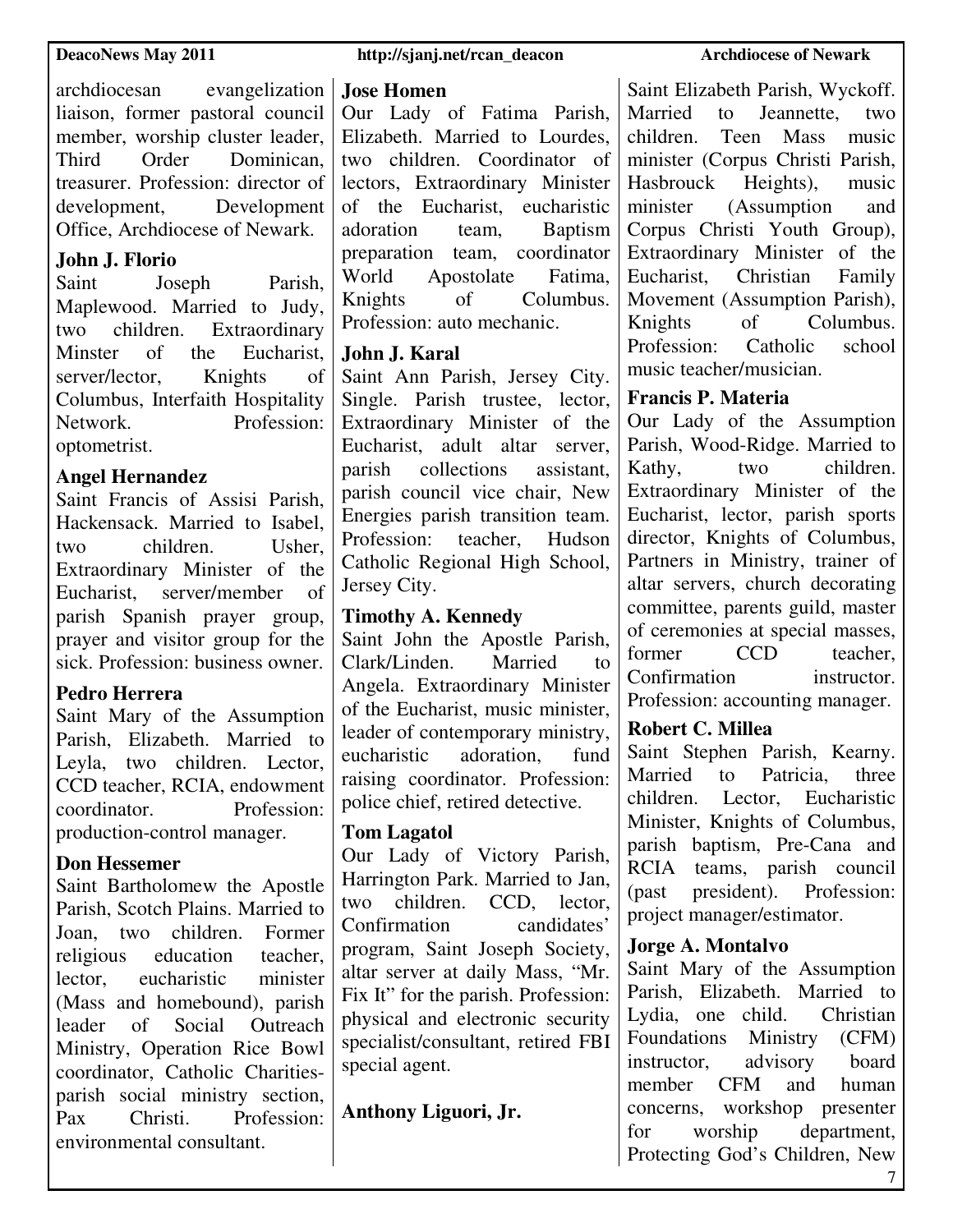archdiocesan evangelization liaison, former pastoral council member, worship cluster leader, Third Order Dominican, treasurer. Profession: director of development, Development Office, Archdiocese of Newark.

**John J. Florio**

Saint Joseph Parish, Maplewood. Married to Judy, two children. Extraordinary Minster of the Eucharist, server/lector, Knights of Columbus, Interfaith Hospitality Network. Profession: optometrist.

**Angel Hernandez**

Saint Francis of Assisi Parish, Hackensack. Married to Isabel, two children. Usher, Extraordinary Minister of the Eucharist, server/member of parish Spanish prayer group, prayer and visitor group for the sick. Profession: business owner.

**Pedro Herrera**

Saint Mary of the Assumption Parish, Elizabeth. Married to Leyla, two children. Lector, CCD teacher, RCIA, endowment coordinator. Profession: production-control manager.

**Don Hessemer**

Saint Bartholomew the Apostle Parish, Scotch Plains. Married to Joan, two children. Former religious education teacher, lector, eucharistic minister (Mass and homebound), parish leader of Social Outreach Ministry, Operation Rice Bowl coordinator, Catholic Charities-parish social ministry section, Pax Christi. Profession: environmental consultant.

**Jose Homen**

Our Lady of Fatima Parish, Elizabeth. Married to Lourdes, two children. Coordinator of lectors, Extraordinary Minister of the Eucharist, eucharistic adoration team, Baptism preparation team, coordinator World Apostolate Fatima, Knights of Columbus. Profession: auto mechanic.

**John J. Karal**

Saint Ann Parish, Jersey City. Single. Parish trustee, lector, Extraordinary Minister of the Eucharist, adult altar server, parish collections assistant, parish council vice chair, New Energies parish transition team. Profession: teacher, Hudson Catholic Regional High School, Jersey City.

**Timothy A. Kennedy**

Saint John the Apostle Parish, Clark/Linden. Married to Angela. Extraordinary Minister of the Eucharist, music minister, leader of contemporary ministry, eucharistic adoration, fund raising coordinator. Profession: police chief, retired detective.

**Tom Lagatol**

Our Lady of Victory Parish, Harrington Park. Married to Jan, two children. CCD, lector, Confirmation candidates' program, Saint Joseph Society, altar server at daily Mass, "Mr. Fix It" for the parish. Profession: physical and electronic security specialist/consultant, retired FBI special agent.

**Anthony Liguori, Jr.**

Saint Elizabeth Parish, Wyckoff. Married to Jeannette, two children. Teen Mass music minister (Corpus Christi Parish, Hasbrouck Heights), music minister (Assumption and Corpus Christi Youth Group), Extraordinary Minister of the Eucharist, Christian Family Movement (Assumption Parish), Knights of Columbus. Profession: Catholic school music teacher/musician.

**Francis P. Materia**

Our Lady of the Assumption Parish, Wood-Ridge. Married to Kathy, two children. Extraordinary Minister of the Eucharist, lector, parish sports director, Knights of Columbus, Partners in Ministry, trainer of altar servers, church decorating committee, parents guild, master of ceremonies at special masses, former CCD teacher, Confirmation instructor. Profession: accounting manager.

**Robert C. Millea**

Saint Stephen Parish, Kearny. Married to Patricia, three children. Lector, Eucharistic Minister, Knights of Columbus, parish baptism, Pre-Cana and RCIA teams, parish council (past president). Profession: project manager/estimator.

**Jorge A. Montalvo**

Saint Mary of the Assumption Parish, Elizabeth. Married to Lydia, one child. Christian Foundations Ministry (CFM) instructor, advisory board member CFM and human concerns, workshop presenter for worship department, Protecting God's Children, New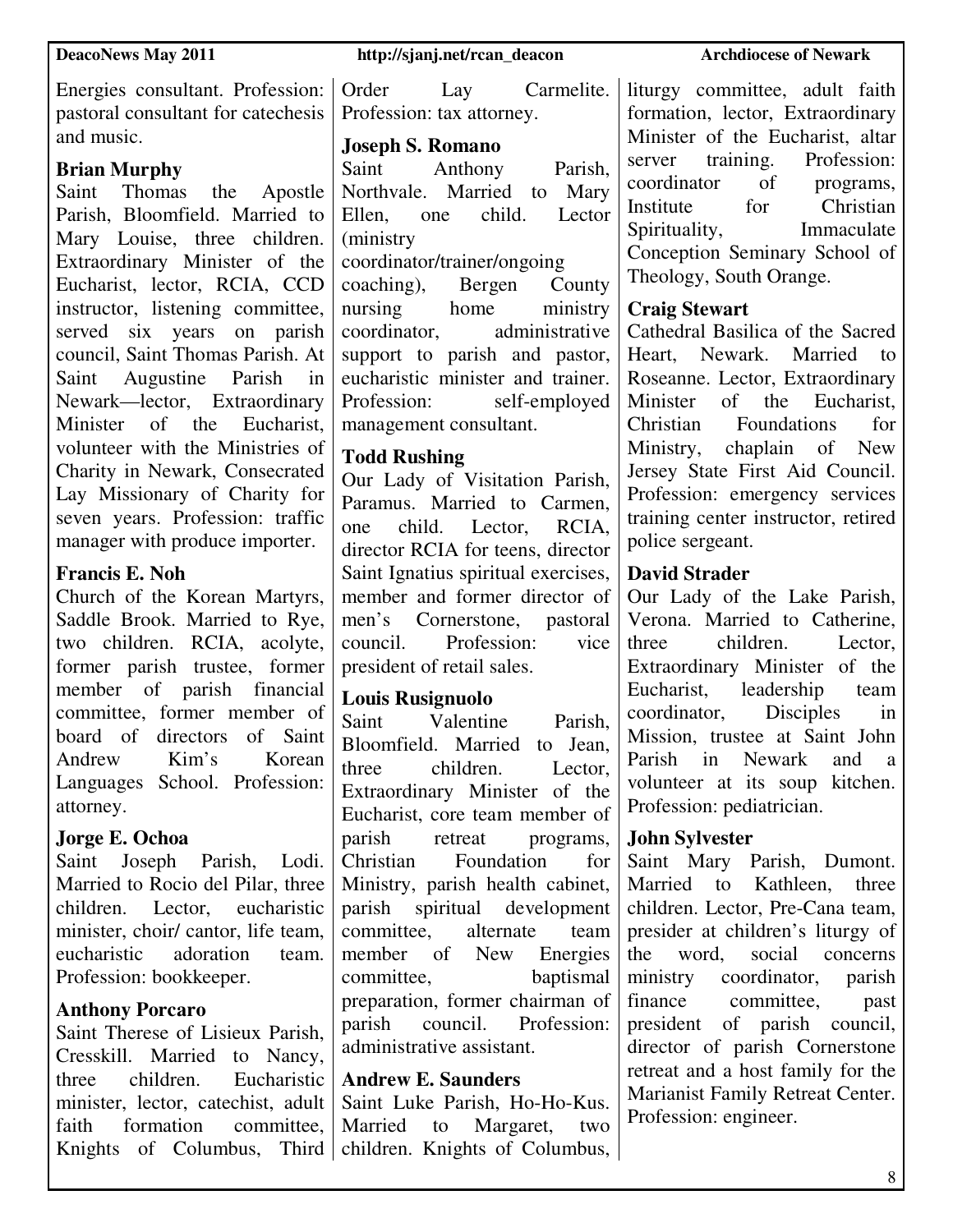Energies consultant. Profession: pastoral consultant for catechesis and music.

**Brian Murphy**
Saint Thomas the Apostle Parish, Bloomfield. Married to Mary Louise, three children. Extraordinary Minister of the Eucharist, lector, RCIA, CCD instructor, listening committee, served six years on parish council, Saint Thomas Parish. At Saint Augustine Parish in Newark—lector, Extraordinary Minister of the Eucharist, volunteer with the Ministries of Charity in Newark, Consecrated Lay Missionary of Charity for seven years. Profession: traffic manager with produce importer.

**Francis E. Noh**
Church of the Korean Martyrs, Saddle Brook. Married to Rye, two children. RCIA, acolyte, former parish trustee, former member of parish financial committee, former member of board of directors of Saint Andrew Kim's Korean Languages School. Profession: attorney.

**Jorge E. Ochoa**
Saint Joseph Parish, Lodi. Married to Rocio del Pilar, three children. Lector, eucharistic minister, choir/ cantor, life team, eucharistic adoration team. Profession: bookkeeper.

**Anthony Porcaro**
Saint Therese of Lisieux Parish, Cresskill. Married to Nancy, three children. Eucharistic minister, lector, catechist, adult faith formation committee, Knights of Columbus, Third Order Lay Carmelite. Profession: tax attorney.

**Joseph S. Romano**
Saint Anthony Parish, Northvale. Married to Mary Ellen, one child. Lector (ministry coordinator/trainer/ongoing coaching), Bergen County nursing home ministry coordinator, administrative support to parish and pastor, eucharistic minister and trainer. Profession: self-employed management consultant.

**Todd Rushing**
Our Lady of Visitation Parish, Paramus. Married to Carmen, one child. Lector, RCIA, director RCIA for teens, director Saint Ignatius spiritual exercises, member and former director of men's Cornerstone, pastoral council. Profession: vice president of retail sales.

**Louis Rusignuolo**
Saint Valentine Parish, Bloomfield. Married to Jean, three children. Lector, Extraordinary Minister of the Eucharist, core team member of parish retreat programs, Christian Foundation for Ministry, parish health cabinet, parish spiritual development committee, alternate team member of New Energies committee, baptismal preparation, former chairman of parish council. Profession: administrative assistant.

**Andrew E. Saunders**
Saint Luke Parish, Ho-Ho-Kus. Married to Margaret, two children. Knights of Columbus, liturgy committee, adult faith formation, lector, Extraordinary Minister of the Eucharist, altar server training. Profession: coordinator of programs, Institute for Christian Spirituality, Immaculate Conception Seminary School of Theology, South Orange.

**Craig Stewart**
Cathedral Basilica of the Sacred Heart, Newark. Married to Roseanne. Lector, Extraordinary Minister of the Eucharist, Christian Foundations for Ministry, chaplain of New Jersey State First Aid Council. Profession: emergency services training center instructor, retired police sergeant.

**David Strader**
Our Lady of the Lake Parish, Verona. Married to Catherine, three children. Lector, Extraordinary Minister of the Eucharist, leadership team coordinator, Disciples in Mission, trustee at Saint John Parish in Newark and a volunteer at its soup kitchen. Profession: pediatrician.

**John Sylvester**
Saint Mary Parish, Dumont. Married to Kathleen, three children. Lector, Pre-Cana team, presider at children's liturgy of the word, social concerns ministry coordinator, parish finance committee, past president of parish council, director of parish Cornerstone retreat and a host family for the Marianist Family Retreat Center. Profession: engineer.